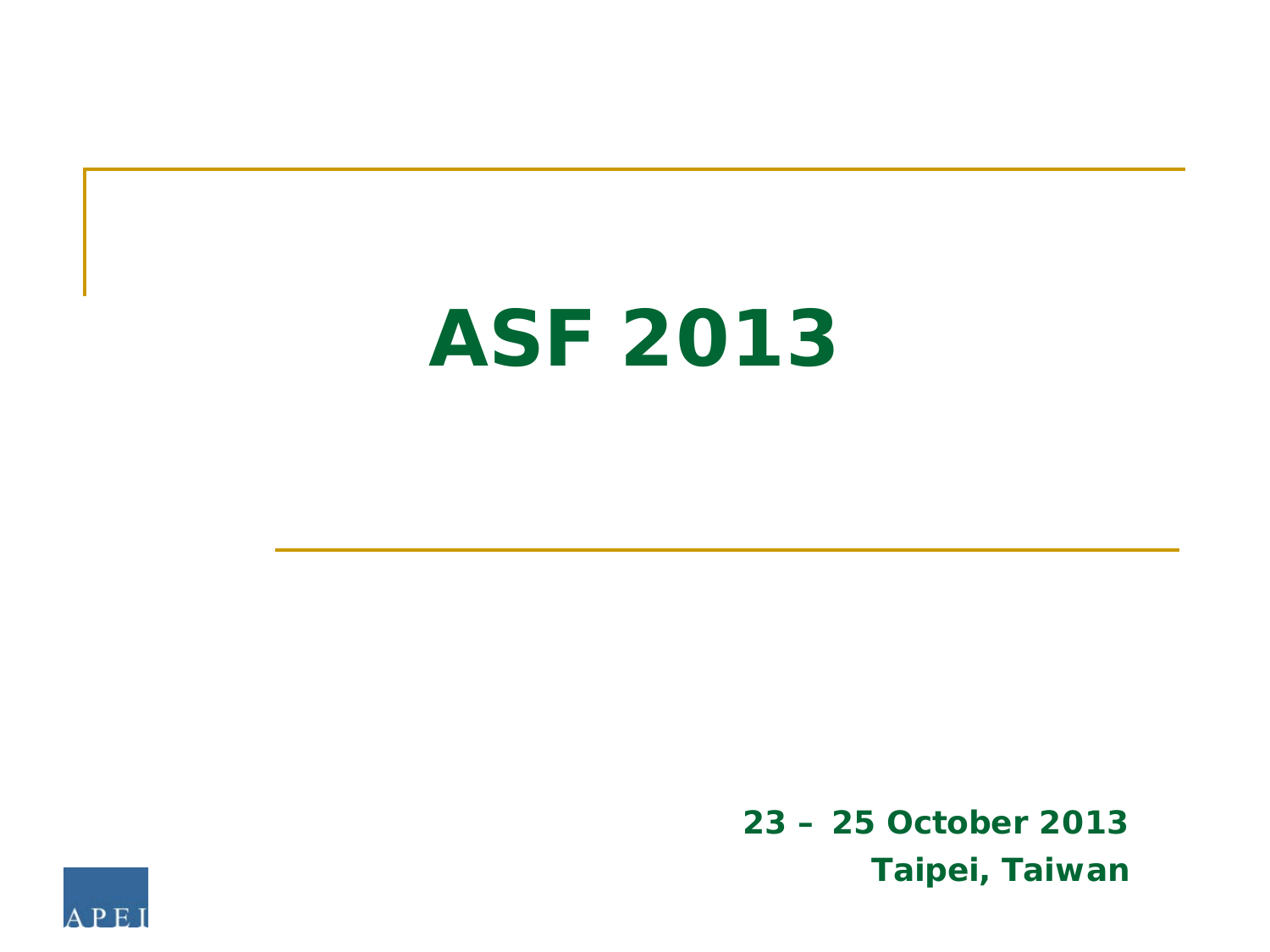# ASF 2013

**23 – 25 October 2013**
**Taipei, Taiwan**

APEI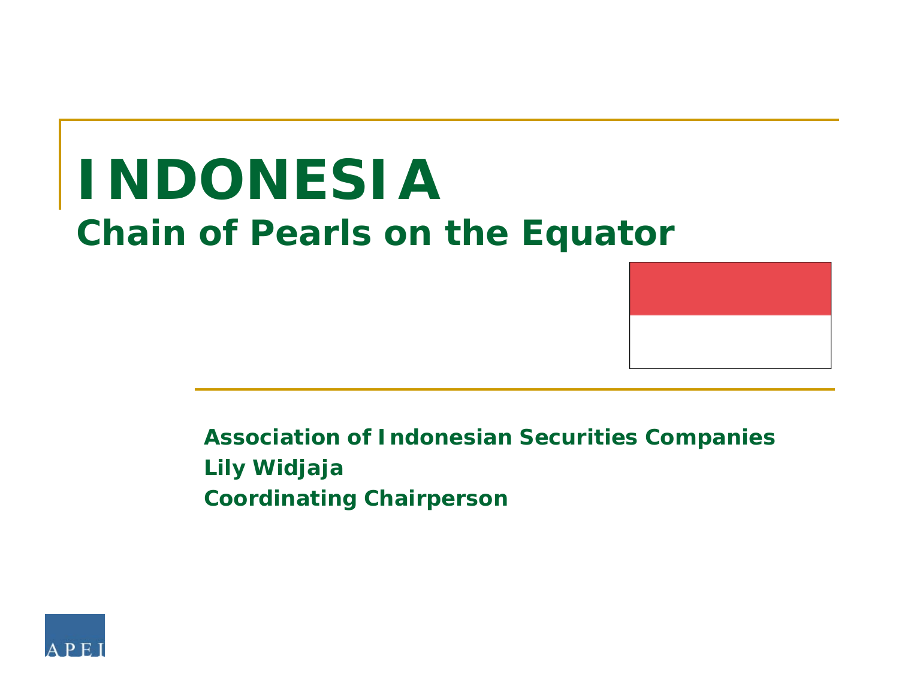# INDONESIA

## Chain of Pearls on the Equator

**Association of Indonesian Securities Companies**
**Lily Widjaja**
**Coordinating Chairperson**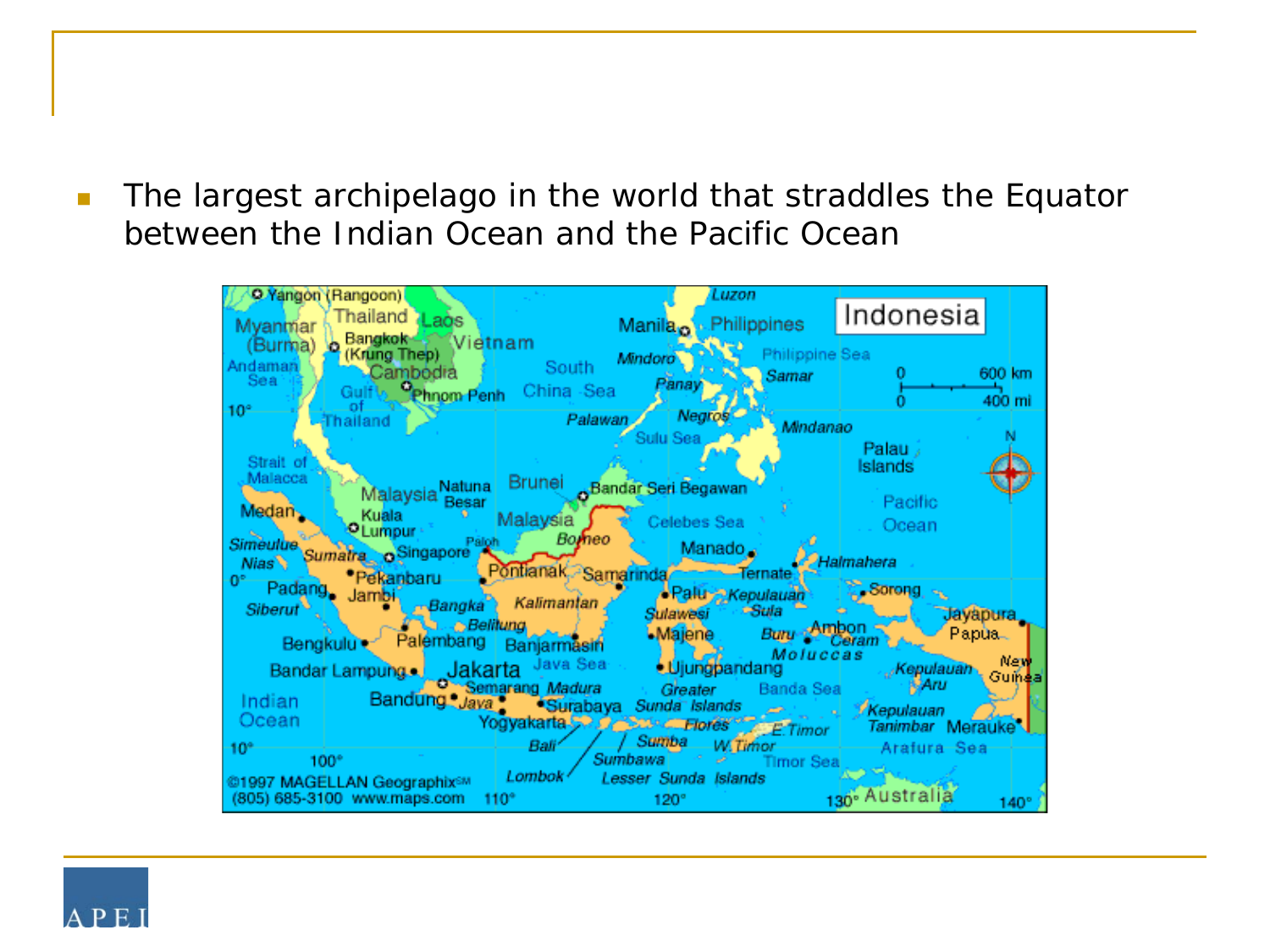- The largest archipelago in the world that straddles the Equator between the Indian Ocean and the Pacific Ocean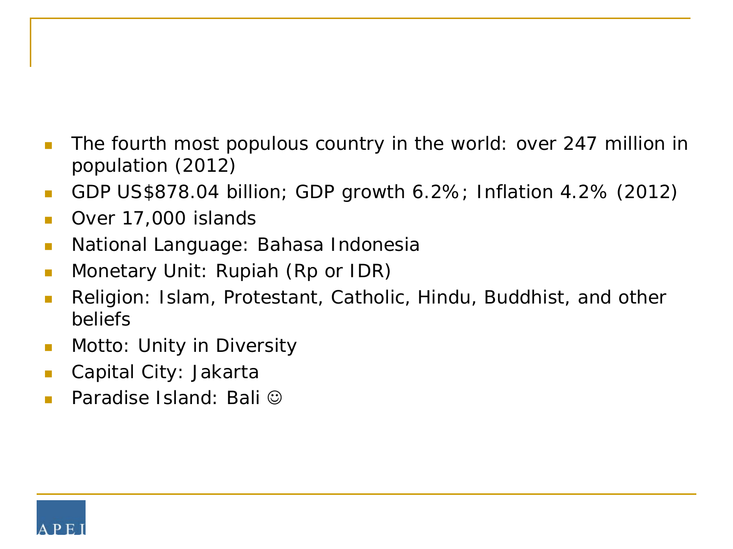- The fourth most populous country in the world: over 247 million in population (2012)
- GDP US$878.04 billion; GDP growth 6.2%; Inflation 4.2% (2012)
- Over 17,000 islands
- National Language: Bahasa Indonesia
- Monetary Unit: Rupiah (Rp or IDR)
- Religion: Islam, Protestant, Catholic, Hindu, Buddhist, and other beliefs
- Motto: Unity in Diversity
- Capital City: Jakarta
- Paradise Island: Bali ☺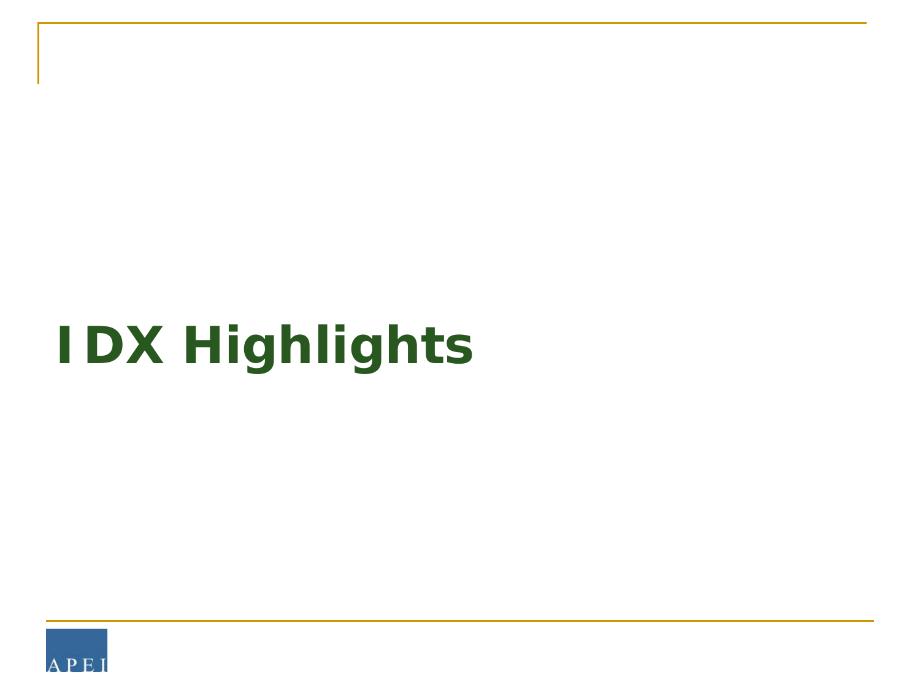# IDX Highlights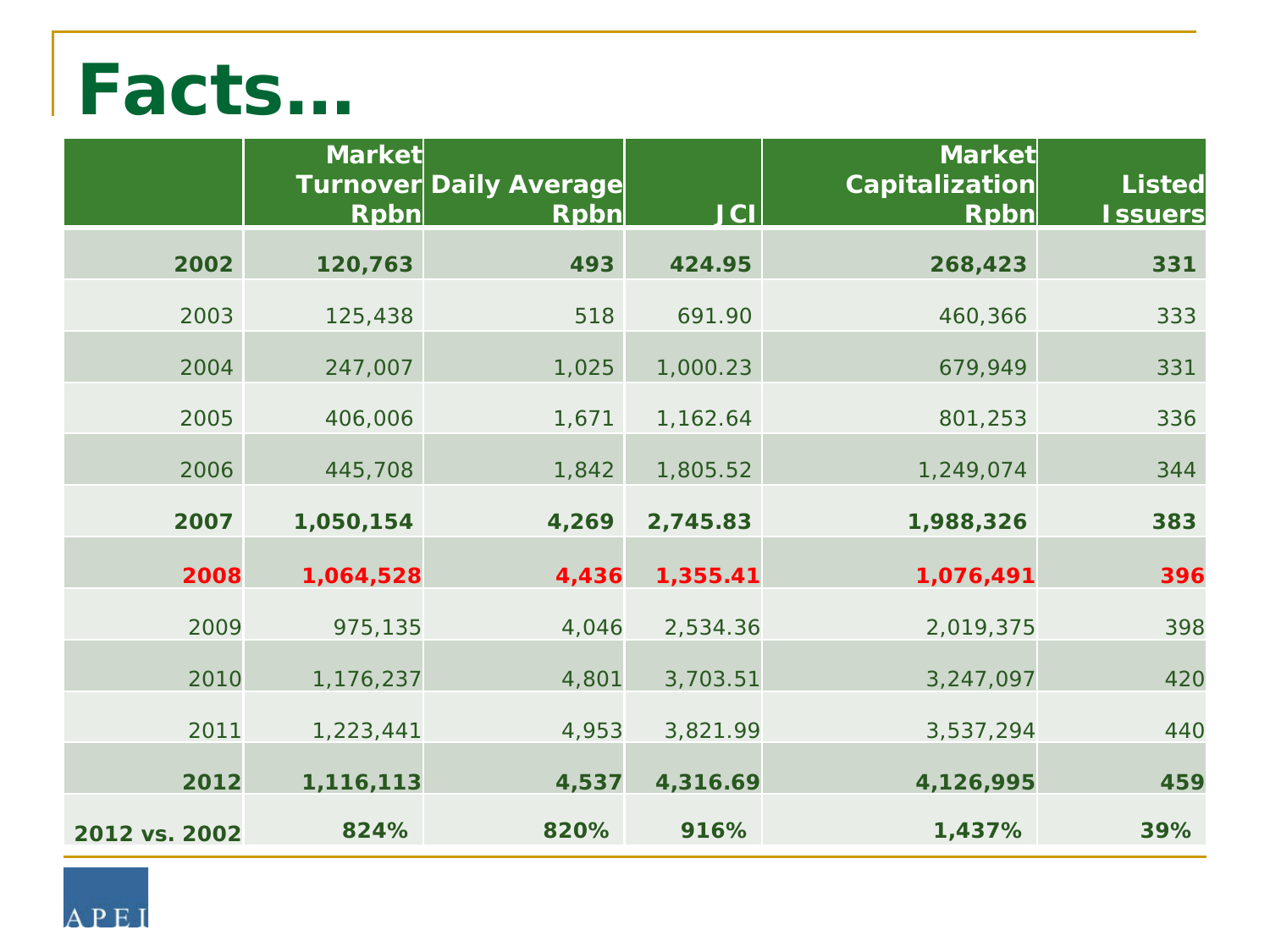# Facts…

| | Market Turnover Rpbn | Daily Average Rpbn | JCI | Market Capitalization Rpbn | Listed Issuers |
|---|---|---|---|---|---|
| **2002** | **120,763** | **493** | **424.95** | **268,423** | **331** |
| 2003 | 125,438 | 518 | 691.90 | 460,366 | 333 |
| 2004 | 247,007 | 1,025 | 1,000.23 | 679,949 | 331 |
| 2005 | 406,006 | 1,671 | 1,162.64 | 801,253 | 336 |
| 2006 | 445,708 | 1,842 | 1,805.52 | 1,249,074 | 344 |
| **2007** | **1,050,154** | **4,269** | **2,745.83** | **1,988,326** | **383** |
| **2008** | **1,064,528** | **4,436** | **1,355.41** | **1,076,491** | **396** |
| 2009 | 975,135 | 4,046 | 2,534.36 | 2,019,375 | 398 |
| 2010 | 1,176,237 | 4,801 | 3,703.51 | 3,247,097 | 420 |
| 2011 | 1,223,441 | 4,953 | 3,821.99 | 3,537,294 | 440 |
| **2012** | **1,116,113** | **4,537** | **4,316.69** | **4,126,995** | **459** |
| **2012 vs. 2002** | **824%** | **820%** | **916%** | **1,437%** | **39%** |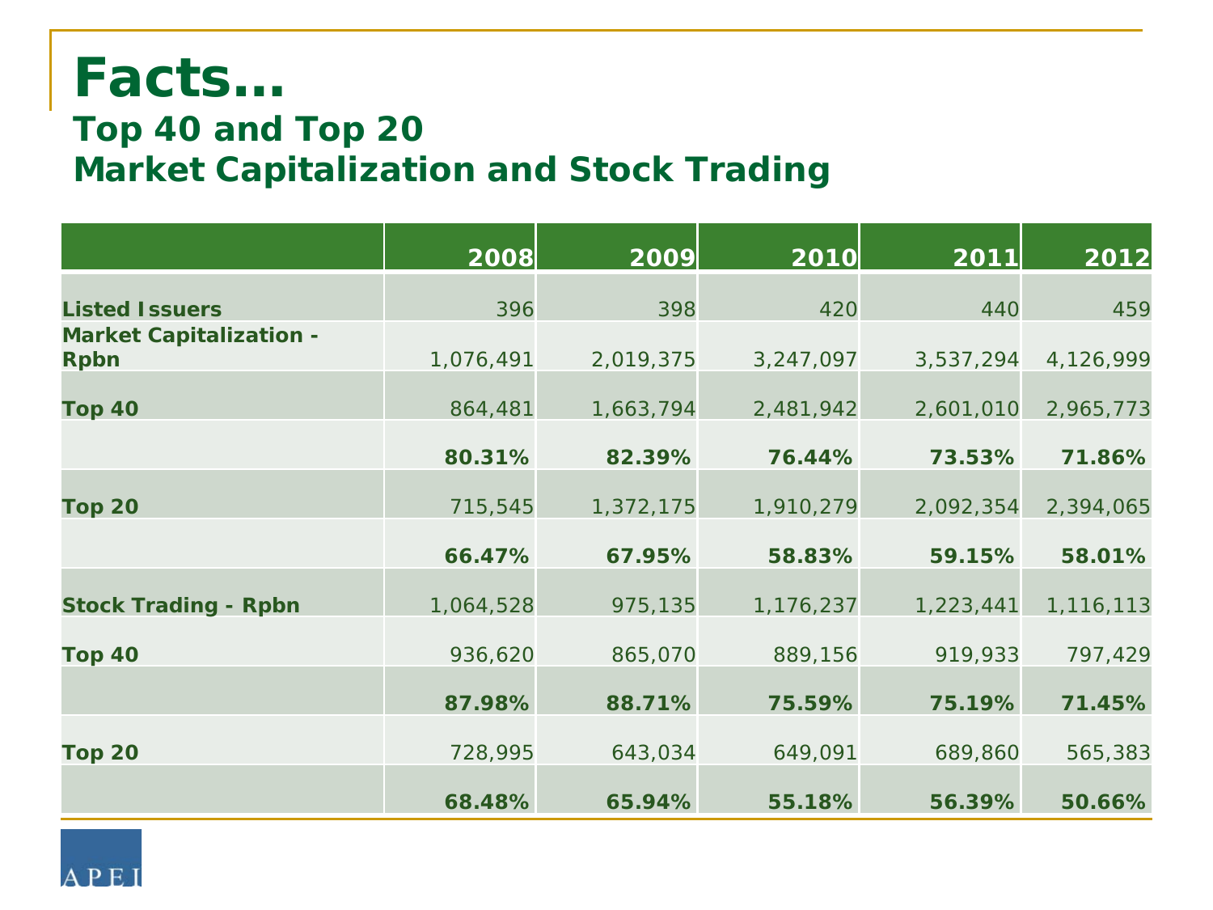# Facts…

## Top 40 and Top 20
## Market Capitalization and Stock Trading

| | 2008 | 2009 | 2010 | 2011 | 2012 |
|---|---|---|---|---|---|
| **Listed Issuers** | 396 | 398 | 420 | 440 | 459 |
| **Market Capitalization - Rpbn** | 1,076,491 | 2,019,375 | 3,247,097 | 3,537,294 | 4,126,999 |
| **Top 40** | 864,481 | 1,663,794 | 2,481,942 | 2,601,010 | 2,965,773 |
| | **80.31%** | **82.39%** | **76.44%** | **73.53%** | **71.86%** |
| **Top 20** | 715,545 | 1,372,175 | 1,910,279 | 2,092,354 | 2,394,065 |
| | **66.47%** | **67.95%** | **58.83%** | **59.15%** | **58.01%** |
| **Stock Trading - Rpbn** | 1,064,528 | 975,135 | 1,176,237 | 1,223,441 | 1,116,113 |
| **Top 40** | 936,620 | 865,070 | 889,156 | 919,933 | 797,429 |
| | **87.98%** | **88.71%** | **75.59%** | **75.19%** | **71.45%** |
| **Top 20** | 728,995 | 643,034 | 649,091 | 689,860 | 565,383 |
| | **68.48%** | **65.94%** | **55.18%** | **56.39%** | **50.66%** |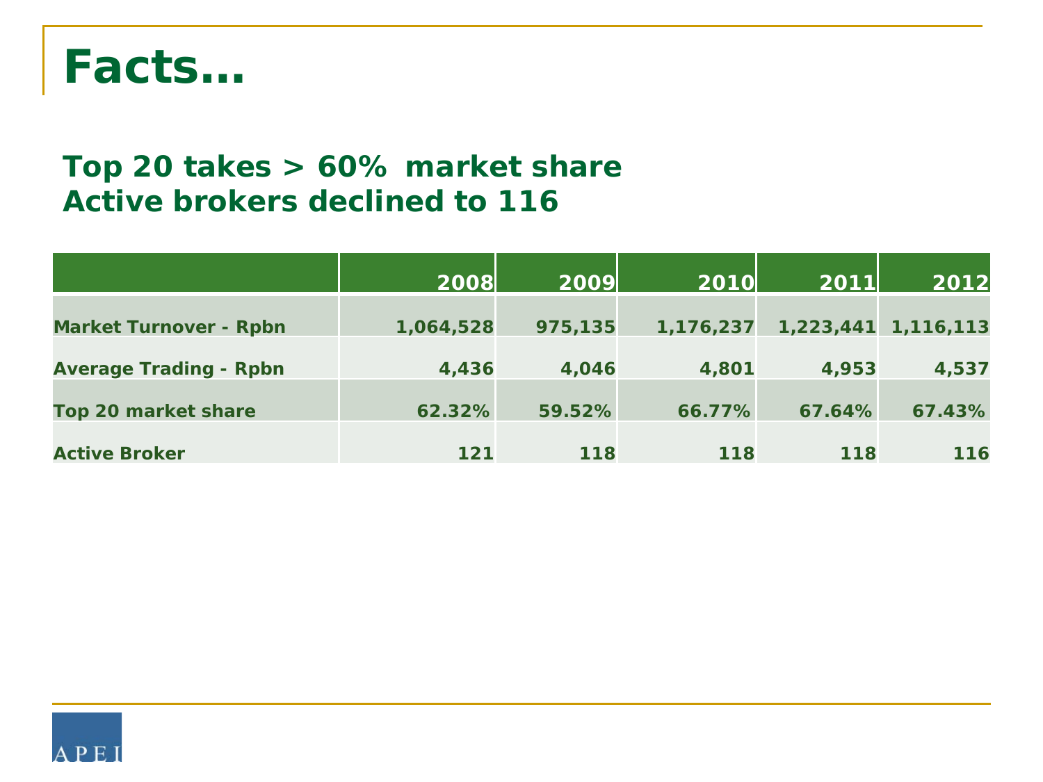# Facts…

**Top 20 takes > 60% market share**
**Active brokers declined to 116**

| | 2008 | 2009 | 2010 | 2011 | 2012 |
|---|---|---|---|---|---|
| Market Turnover - Rpbn | 1,064,528 | 975,135 | 1,176,237 | 1,223,441 | 1,116,113 |
| Average Trading - Rpbn | 4,436 | 4,046 | 4,801 | 4,953 | 4,537 |
| Top 20 market share | 62.32% | 59.52% | 66.77% | 67.64% | 67.43% |
| Active Broker | 121 | 118 | 118 | 118 | 116 |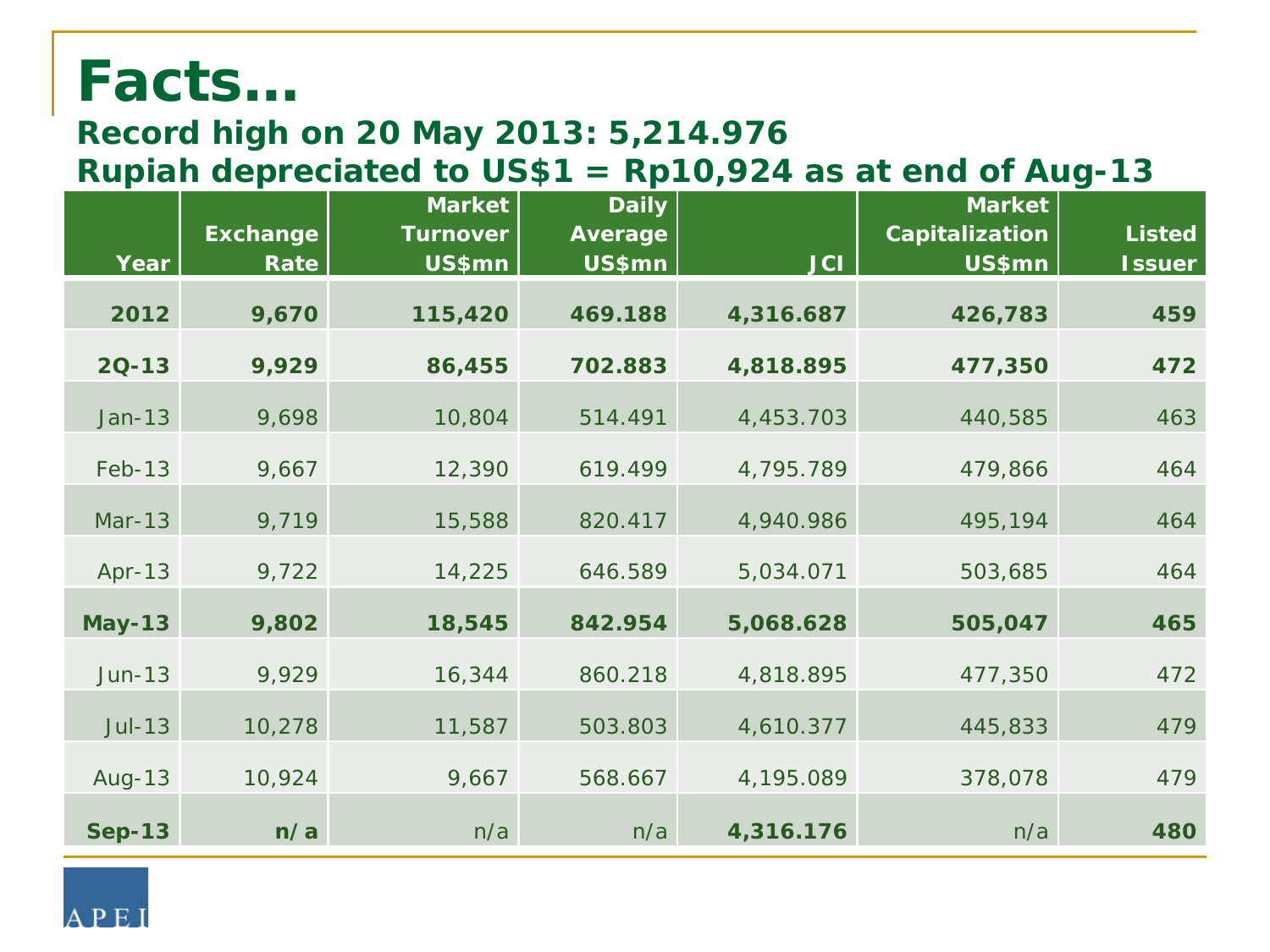# Facts…

## Record high on 20 May 2013: 5,214.976
## Rupiah depreciated to US$1 = Rp10,924 as at end of Aug-13

| Year | Exchange Rate | Market Turnover US$mn | Daily Average US$mn | JCI | Market Capitalization US$mn | Listed Issuer |
|---|---|---|---|---|---|---|
| **2012** | **9,670** | **115,420** | **469.188** | **4,316.687** | **426,783** | **459** |
| **2Q-13** | **9,929** | **86,455** | **702.883** | **4,818.895** | **477,350** | **472** |
| Jan-13 | 9,698 | 10,804 | 514.491 | 4,453.703 | 440,585 | 463 |
| Feb-13 | 9,667 | 12,390 | 619.499 | 4,795.789 | 479,866 | 464 |
| Mar-13 | 9,719 | 15,588 | 820.417 | 4,940.986 | 495,194 | 464 |
| Apr-13 | 9,722 | 14,225 | 646.589 | 5,034.071 | 503,685 | 464 |
| **May-13** | **9,802** | **18,545** | **842.954** | **5,068.628** | **505,047** | **465** |
| Jun-13 | 9,929 | 16,344 | 860.218 | 4,818.895 | 477,350 | 472 |
| Jul-13 | 10,278 | 11,587 | 503.803 | 4,610.377 | 445,833 | 479 |
| Aug-13 | 10,924 | 9,667 | 568.667 | 4,195.089 | 378,078 | 479 |
| **Sep-13** | **n/a** | n/a | n/a | **4,316.176** | n/a | **480** |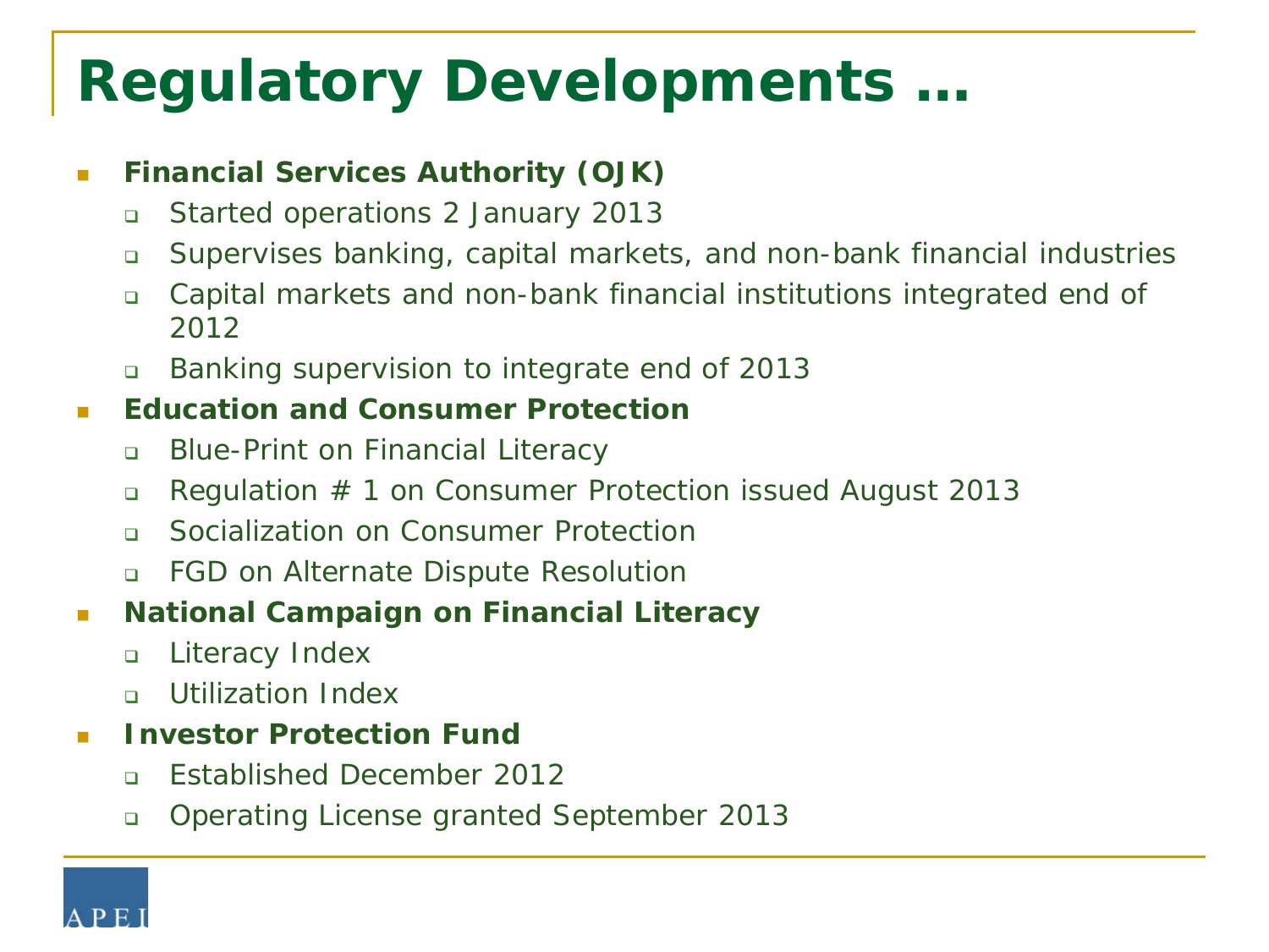# Regulatory Developments …

- **Financial Services Authority (OJK)**
  - Started operations 2 January 2013
  - Supervises banking, capital markets, and non-bank financial industries
  - Capital markets and non-bank financial institutions integrated end of 2012
  - Banking supervision to integrate end of 2013
- **Education and Consumer Protection**
  - Blue-Print on Financial Literacy
  - Regulation # 1 on Consumer Protection issued August 2013
  - Socialization on Consumer Protection
  - FGD on Alternate Dispute Resolution
- **National Campaign on Financial Literacy**
  - Literacy Index
  - Utilization Index
- **Investor Protection Fund**
  - Established December 2012
  - Operating License granted September 2013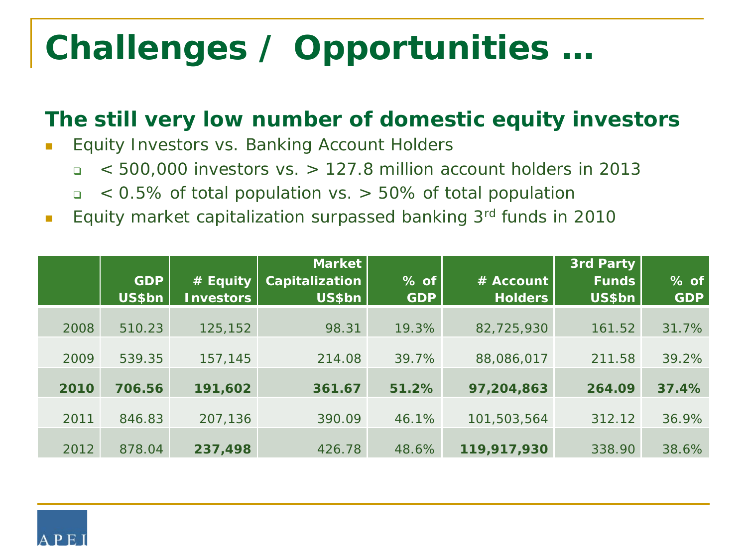# Challenges / Opportunities …

## The still very low number of domestic equity investors

- Equity Investors vs. Banking Account Holders
  - < 500,000 investors vs. > 127.8 million account holders in 2013
  - < 0.5% of total population vs. > 50% of total population
- Equity market capitalization surpassed banking 3rd funds in 2010

| | GDP US$bn | # Equity Investors | Market Capitalization US$bn | % of GDP | # Account Holders | 3rd Party Funds US$bn | % of GDP |
|---|---|---|---|---|---|---|---|
| 2008 | 510.23 | 125,152 | 98.31 | 19.3% | 82,725,930 | 161.52 | 31.7% |
| 2009 | 539.35 | 157,145 | 214.08 | 39.7% | 88,086,017 | 211.58 | 39.2% |
| **2010** | **706.56** | **191,602** | **361.67** | **51.2%** | **97,204,863** | **264.09** | **37.4%** |
| 2011 | 846.83 | 207,136 | 390.09 | 46.1% | 101,503,564 | 312.12 | 36.9% |
| 2012 | 878.04 | **237,498** | 426.78 | 48.6% | **119,917,930** | 338.90 | 38.6% |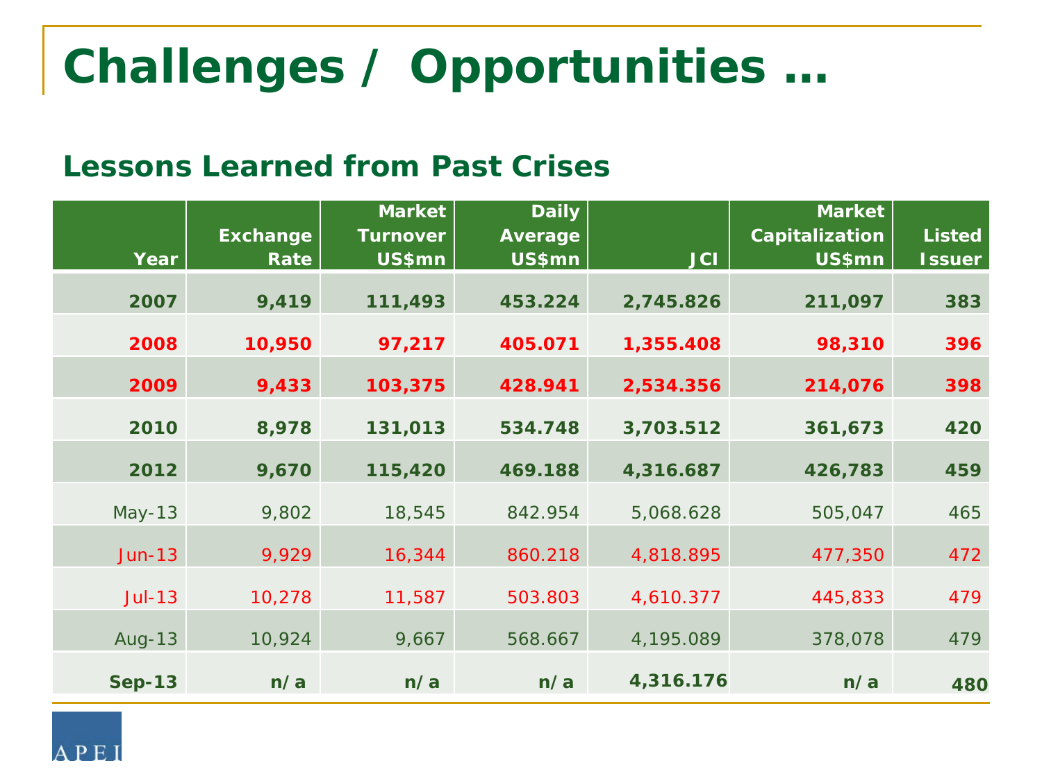# Challenges / Opportunities …

## Lessons Learned from Past Crises

| Year | Exchange Rate | Market Turnover US$mn | Daily Average US$mn | JCI | Market Capitalization US$mn | Listed Issuer |
|---|---|---|---|---|---|---|
| **2007** | **9,419** | **111,493** | **453.224** | **2,745.826** | **211,097** | **383** |
| **2008** | **10,950** | **97,217** | **405.071** | **1,355.408** | **98,310** | **396** |
| **2009** | **9,433** | **103,375** | **428.941** | **2,534.356** | **214,076** | **398** |
| **2010** | **8,978** | **131,013** | **534.748** | **3,703.512** | **361,673** | **420** |
| **2012** | **9,670** | **115,420** | **469.188** | **4,316.687** | **426,783** | **459** |
| May-13 | 9,802 | 18,545 | 842.954 | 5,068.628 | 505,047 | 465 |
| Jun-13 | 9,929 | 16,344 | 860.218 | 4,818.895 | 477,350 | 472 |
| Jul-13 | 10,278 | 11,587 | 503.803 | 4,610.377 | 445,833 | 479 |
| Aug-13 | 10,924 | 9,667 | 568.667 | 4,195.089 | 378,078 | 479 |
| **Sep-13** | **n/a** | **n/a** | **n/a** | **4,316.176** | **n/a** | **480** |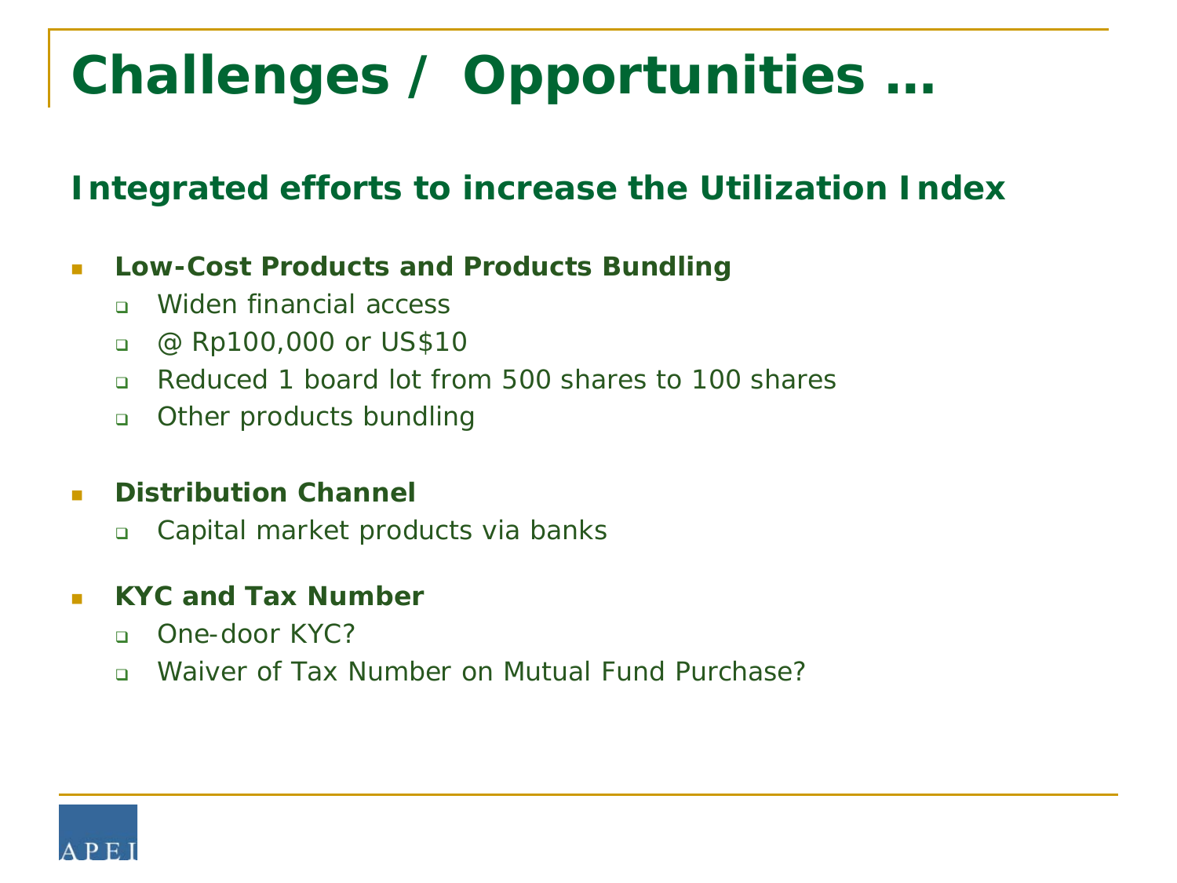# Challenges / Opportunities …

## Integrated efforts to increase the Utilization Index

- **Low-Cost Products and Products Bundling**
  - Widen financial access
  - @ Rp100,000 or US$10
  - Reduced 1 board lot from 500 shares to 100 shares
  - Other products bundling

- **Distribution Channel**
  - Capital market products via banks

- **KYC and Tax Number**
  - One-door KYC?
  - Waiver of Tax Number on Mutual Fund Purchase?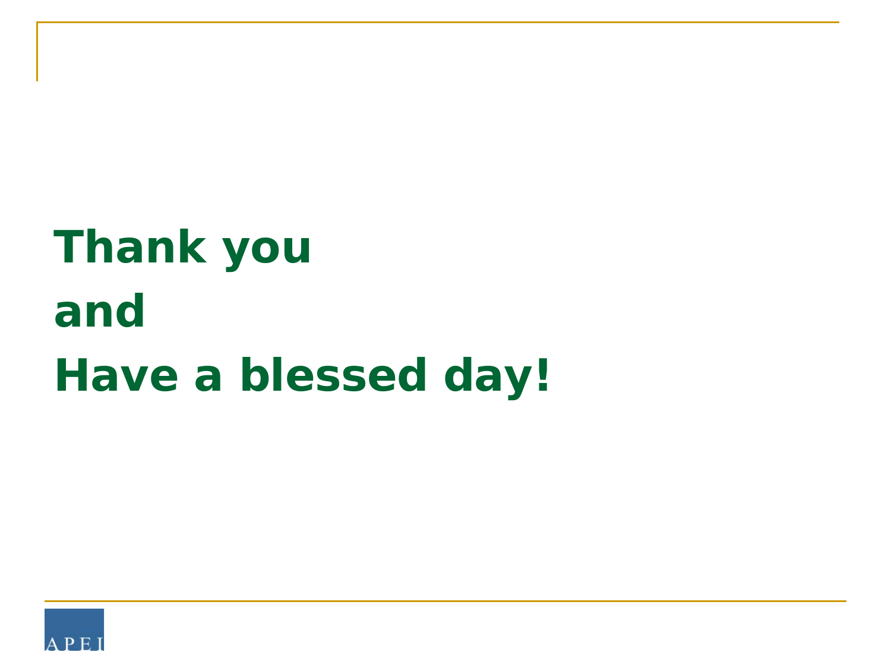**Thank you**

**and**

**Have a blessed day!**